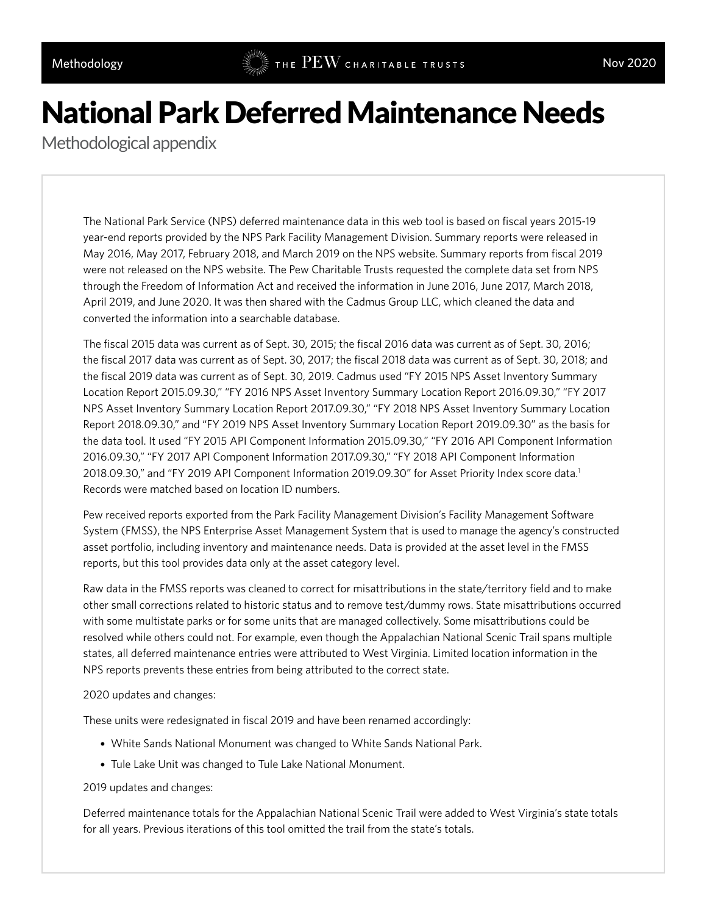# National Park Deferred Maintenance Needs

## Methodological appendix

The National Park Service (NPS) deferred maintenance data in this web tool is based on fiscal years 2015-19 year-end reports provided by the NPS Park Facility Management Division. Summary reports were released in May 2016, May 2017, February 2018, and March 2019 on the NPS website. Summary reports from fiscal 2019 were not released on the NPS website. The Pew Charitable Trusts requested the complete data set from NPS through the Freedom of Information Act and received the information in June 2016, June 2017, March 2018, April 2019, and June 2020. It was then shared with the Cadmus Group LLC, which cleaned the data and converted the information into a searchable database.

The fiscal 2015 data was current as of Sept. 30, 2015; the fiscal 2016 data was current as of Sept. 30, 2016; the fiscal 2017 data was current as of Sept. 30, 2017; the fiscal 2018 data was current as of Sept. 30, 2018; and the fiscal 2019 data was current as of Sept. 30, 2019. Cadmus used "FY 2015 NPS Asset Inventory Summary Location Report 2015.09.30," "FY 2016 NPS Asset Inventory Summary Location Report 2016.09.30," "FY 2017 NPS Asset Inventory Summary Location Report 2017.09.30," "FY 2018 NPS Asset Inventory Summary Location Report 2018.09.30," and "FY 2019 NPS Asset Inventory Summary Location Report 2019.09.30" as the basis for the data tool. It used "FY 2015 API Component Information 2015.09.30," "FY 2016 API Component Information 2016.09.30," "FY 2017 API Component Information 2017.09.30," "FY 2018 API Component Information 2018.09.30," and "FY 2019 API Component Information 2019.09.30" for Asset Priority Index score data.[1] Records were matched based on location ID numbers.

Pew received reports exported from the Park Facility Management Division's Facility Management Software System (FMSS), the NPS Enterprise Asset Management System that is used to manage the agency's constructed asset portfolio, including inventory and maintenance needs. Data is provided at the asset level in the FMSS reports, but this tool provides data only at the asset category level.

Raw data in the FMSS reports was cleaned to correct for misattributions in the state/territory field and to make other small corrections related to historic status and to remove test/dummy rows. State misattributions occurred with some multistate parks or for some units that are managed collectively. Some misattributions could be resolved while others could not. For example, even though the Appalachian National Scenic Trail spans multiple states, all deferred maintenance entries were attributed to West Virginia. Limited location information in the NPS reports prevents these entries from being attributed to the correct state.

2020 updates and changes:

These units were redesignated in fiscal 2019 and have been renamed accordingly:

- White Sands National Monument was changed to White Sands National Park.
- Tule Lake Unit was changed to Tule Lake National Monument.

2019 updates and changes:

Deferred maintenance totals for the Appalachian National Scenic Trail were added to West Virginia's state totals for all years. Previous iterations of this tool omitted the trail from the state's totals.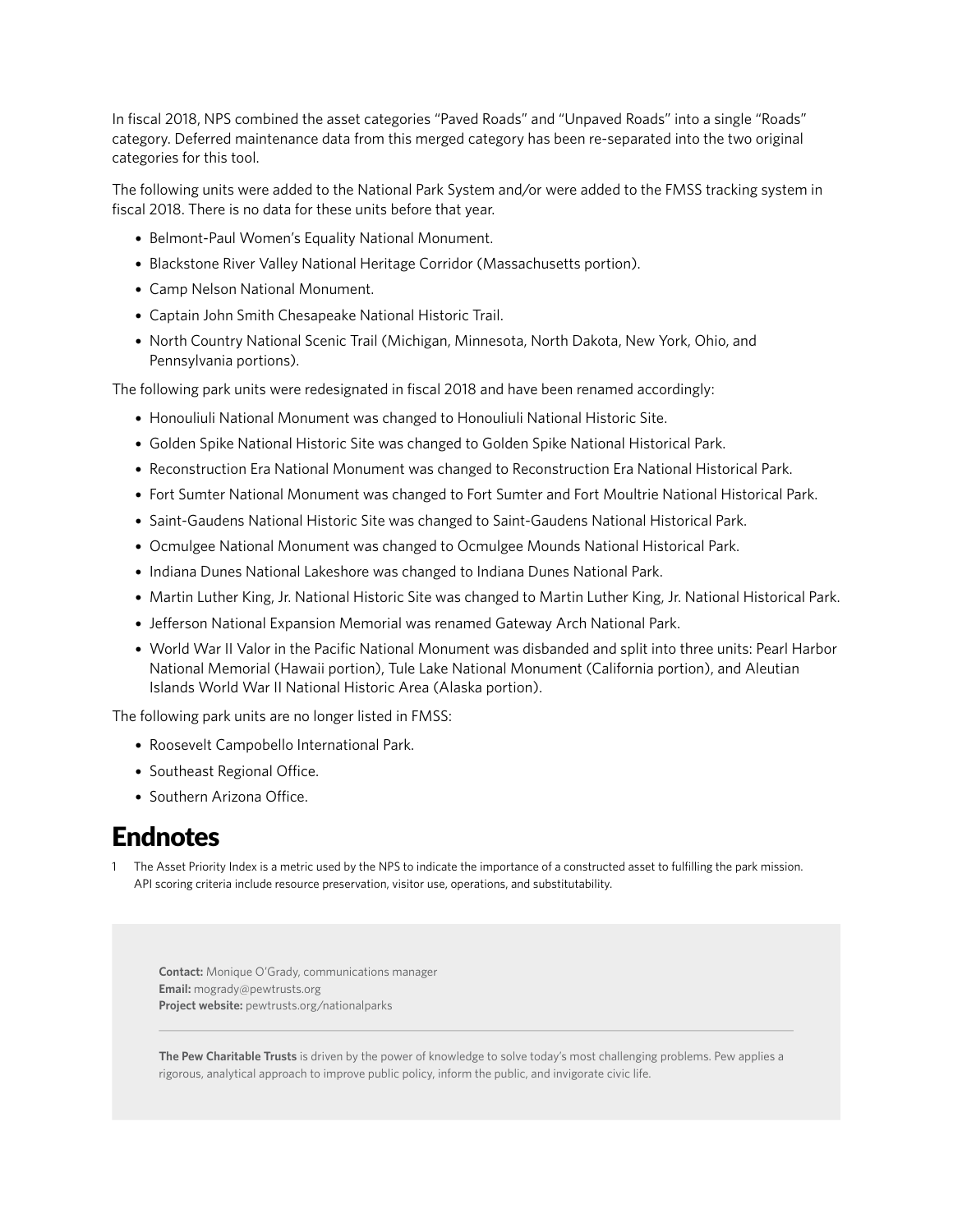In fiscal 2018, NPS combined the asset categories "Paved Roads" and "Unpaved Roads" into a single "Roads" category. Deferred maintenance data from this merged category has been re-separated into the two original categories for this tool.

The following units were added to the National Park System and/or were added to the FMSS tracking system in fiscal 2018. There is no data for these units before that year.

- Belmont-Paul Women's Equality National Monument.
- Blackstone River Valley National Heritage Corridor (Massachusetts portion).
- Camp Nelson National Monument.
- Captain John Smith Chesapeake National Historic Trail.
- North Country National Scenic Trail (Michigan, Minnesota, North Dakota, New York, Ohio, and Pennsylvania portions).

The following park units were redesignated in fiscal 2018 and have been renamed accordingly:

- Honouliuli National Monument was changed to Honouliuli National Historic Site.
- Golden Spike National Historic Site was changed to Golden Spike National Historical Park.
- Reconstruction Era National Monument was changed to Reconstruction Era National Historical Park.
- Fort Sumter National Monument was changed to Fort Sumter and Fort Moultrie National Historical Park.
- Saint-Gaudens National Historic Site was changed to Saint-Gaudens National Historical Park.
- Ocmulgee National Monument was changed to Ocmulgee Mounds National Historical Park.
- Indiana Dunes National Lakeshore was changed to Indiana Dunes National Park.
- Martin Luther King, Jr. National Historic Site was changed to Martin Luther King, Jr. National Historical Park.
- Jefferson National Expansion Memorial was renamed Gateway Arch National Park.
- World War II Valor in the Pacific National Monument was disbanded and split into three units: Pearl Harbor National Memorial (Hawaii portion), Tule Lake National Monument (California portion), and Aleutian Islands World War II National Historic Area (Alaska portion).

The following park units are no longer listed in FMSS:

- Roosevelt Campobello International Park.
- Southeast Regional Office.
- Southern Arizona Office.

# Endnotes

1 The Asset Priority Index is a metric used by the NPS to indicate the importance of a constructed asset to fulfilling the park mission. API scoring criteria include resource preservation, visitor use, operations, and substitutability.

**Contact:** Monique O'Grady, communications manager
**Email:** mogrady@pewtrusts.org
**Project website:** pewtrusts.org/nationalparks

**The Pew Charitable Trusts** is driven by the power of knowledge to solve today's most challenging problems. Pew applies a rigorous, analytical approach to improve public policy, inform the public, and invigorate civic life.